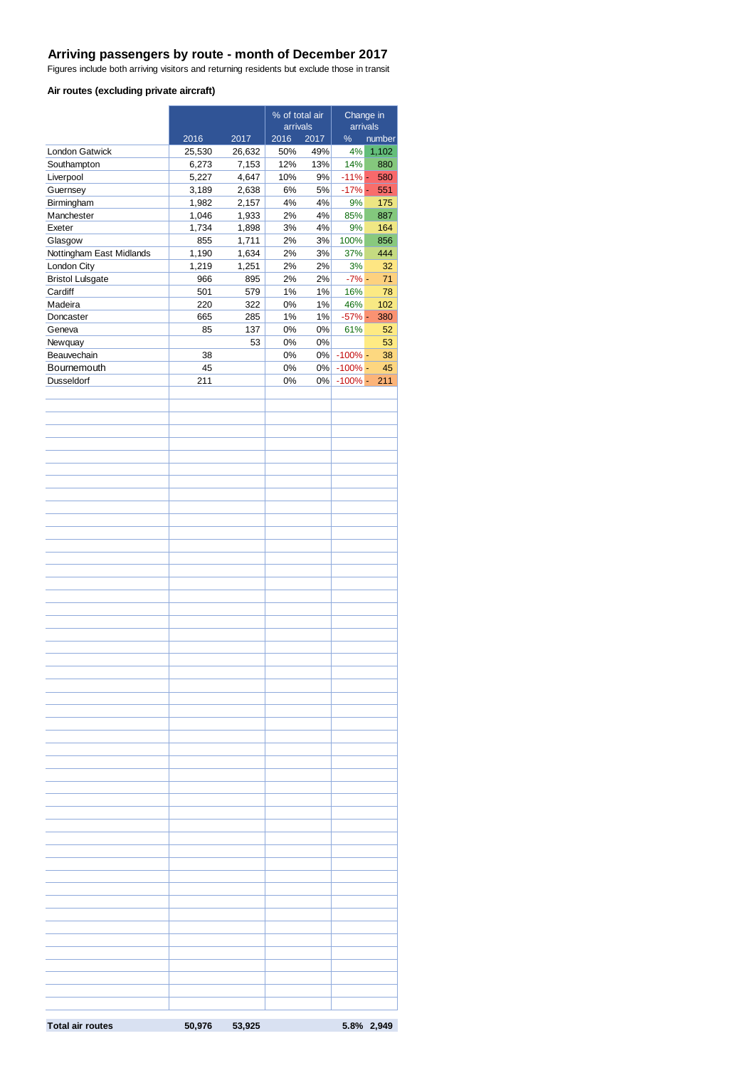# Arriving passengers by route - month of December 2017

Figures include both arriving visitors and returning residents but exclude those in transit

### Air routes (excluding private aircraft)

| | | | % of total air arrivals | | Change in arrivals | |
|---|---|---|---|---|---|---|
| | 2016 | 2017 | 2016 | 2017 | % | number |
| London Gatwick | 25,530 | 26,632 | 50% | 49% | 4% | 1,102 |
| Southampton | 6,273 | 7,153 | 12% | 13% | 14% | 880 |
| Liverpool | 5,227 | 4,647 | 10% | 9% | -11% | - 580 |
| Guernsey | 3,189 | 2,638 | 6% | 5% | -17% | - 551 |
| Birmingham | 1,982 | 2,157 | 4% | 4% | 9% | 175 |
| Manchester | 1,046 | 1,933 | 2% | 4% | 85% | 887 |
| Exeter | 1,734 | 1,898 | 3% | 4% | 9% | 164 |
| Glasgow | 855 | 1,711 | 2% | 3% | 100% | 856 |
| Nottingham East Midlands | 1,190 | 1,634 | 2% | 3% | 37% | 444 |
| London City | 1,219 | 1,251 | 2% | 2% | 3% | 32 |
| Bristol Lulsgate | 966 | 895 | 2% | 2% | -7% | - 71 |
| Cardiff | 501 | 579 | 1% | 1% | 16% | 78 |
| Madeira | 220 | 322 | 0% | 1% | 46% | 102 |
| Doncaster | 665 | 285 | 1% | 1% | -57% | - 380 |
| Geneva | 85 | 137 | 0% | 0% | 61% | 52 |
| Newquay | | 53 | 0% | 0% | | 53 |
| Beauvechain | 38 | | 0% | 0% | -100% | - 38 |
| Bournemouth | 45 | | 0% | 0% | -100% | - 45 |
| Dusseldorf | 211 | | 0% | 0% | -100% | - 211 |
| **Total air routes** | **50,976** | **53,925** | | | **5.8%** | **2,949** |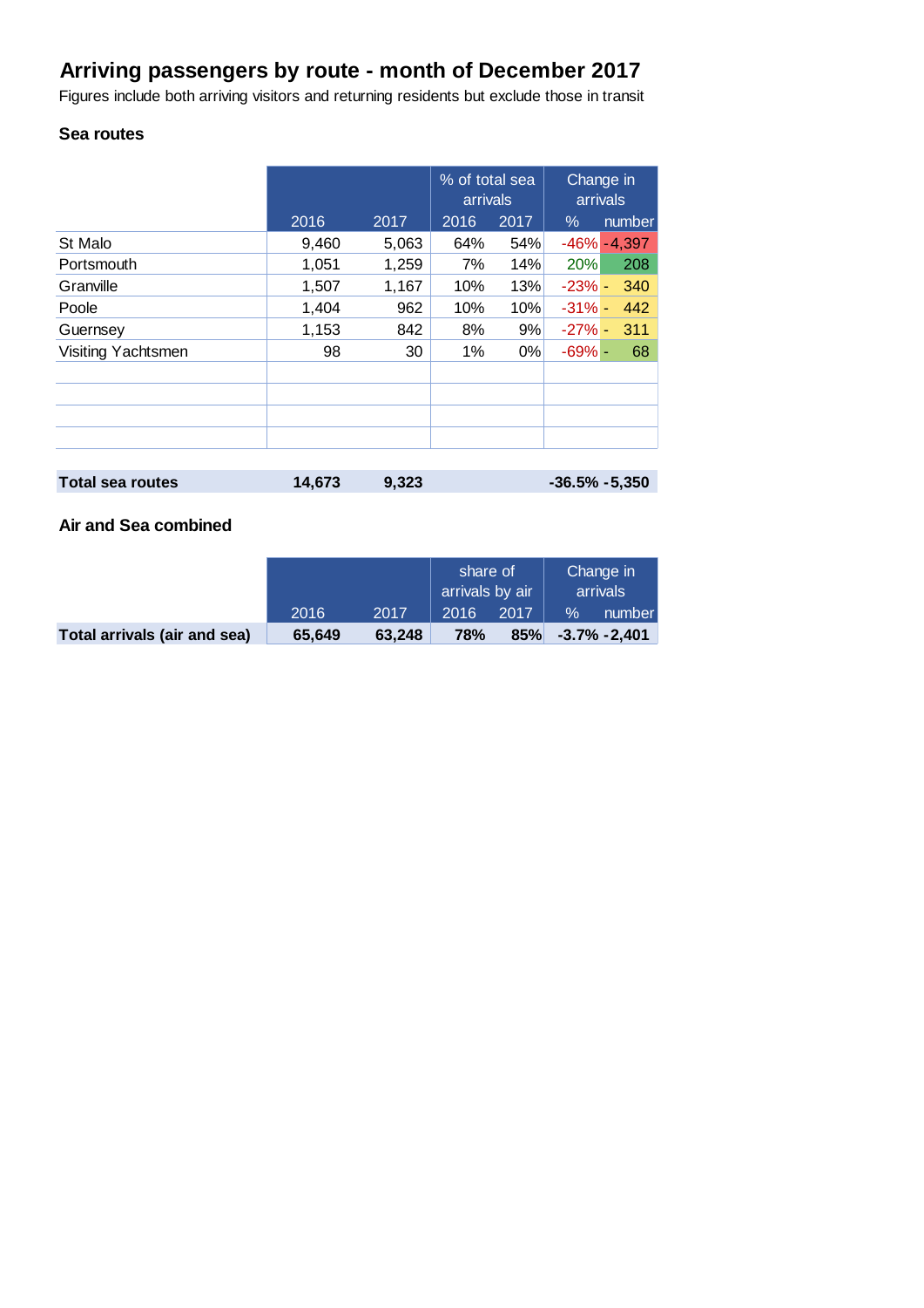# Arriving passengers by route - month of December 2017

Figures include both arriving visitors and returning residents but exclude those in transit

### Sea routes

| | | | % of total sea arrivals | | Change in arrivals | |
|---|---|---|---|---|---|---|
| | 2016 | 2017 | 2016 | 2017 | % | number |
| St Malo | 9,460 | 5,063 | 64% | 54% | -46% | -4,397 |
| Portsmouth | 1,051 | 1,259 | 7% | 14% | 20% | 208 |
| Granville | 1,507 | 1,167 | 10% | 13% | -23% | - 340 |
| Poole | 1,404 | 962 | 10% | 10% | -31% | - 442 |
| Guernsey | 1,153 | 842 | 8% | 9% | -27% | - 311 |
| Visiting Yachtsmen | 98 | 30 | 1% | 0% | -69% | - 68 |
| **Total sea routes** | **14,673** | **9,323** | | | **-36.5%** | **-5,350** |

### Air and Sea combined

| | | | share of arrivals by air | | Change in arrivals | |
|---|---|---|---|---|---|---|
| | 2016 | 2017 | 2016 | 2017 | % | number |
| **Total arrivals (air and sea)** | **65,649** | **63,248** | **78%** | **85%** | **-3.7%** | **-2,401** |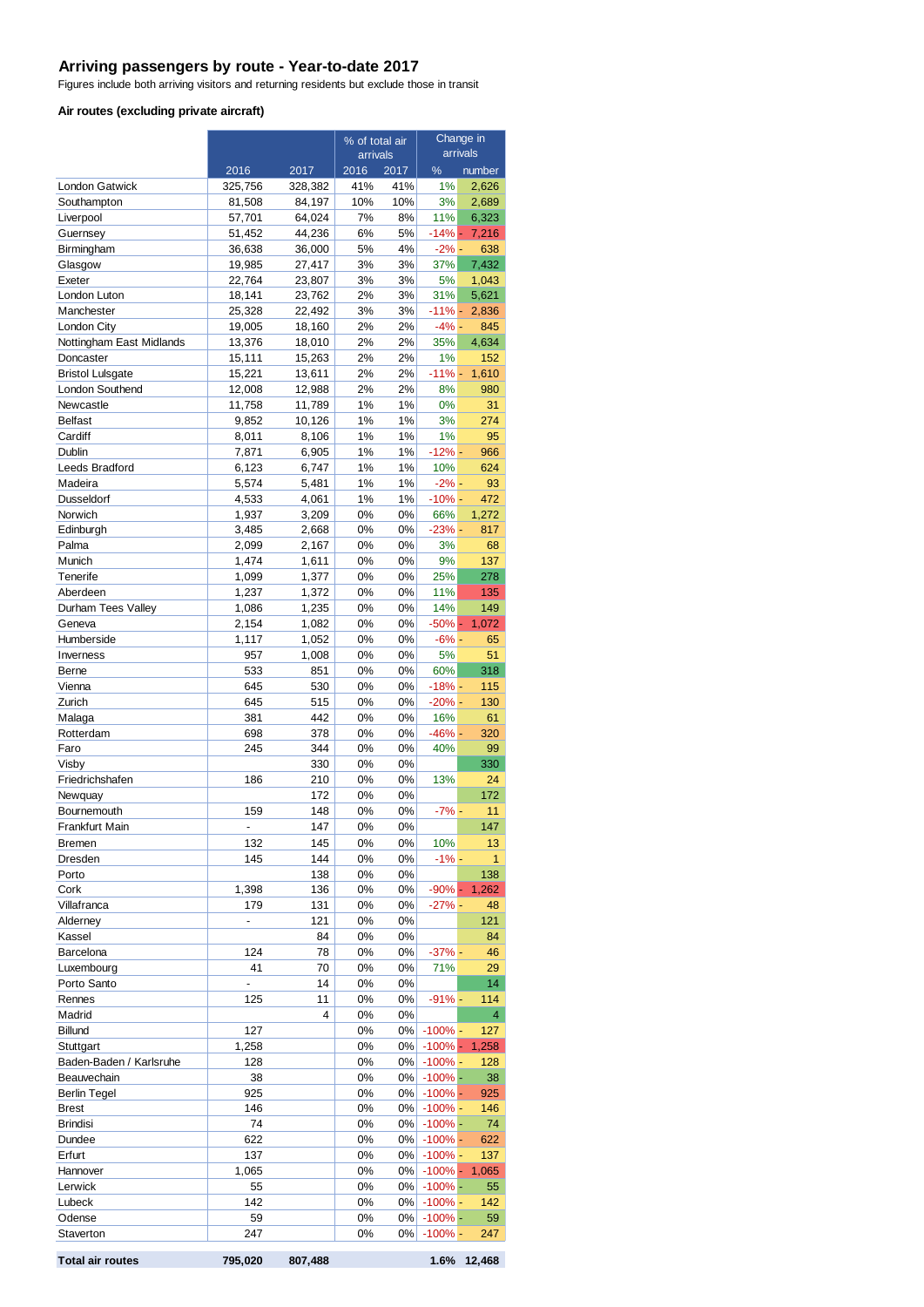## Arriving passengers by route - Year-to-date 2017

Figures include both arriving visitors and returning residents but exclude those in transit

### Air routes (excluding private aircraft)

| | | | % of total air arrivals | | Change in arrivals | |
|---|---|---|---|---|---|---|
| | 2016 | 2017 | 2016 | 2017 | % | number |
| London Gatwick | 325,756 | 328,382 | 41% | 41% | 1% | 2,626 |
| Southampton | 81,508 | 84,197 | 10% | 10% | 3% | 2,689 |
| Liverpool | 57,701 | 64,024 | 7% | 8% | 11% | 6,323 |
| Guernsey | 51,452 | 44,236 | 6% | 5% | -14% | - 7,216 |
| Birmingham | 36,638 | 36,000 | 5% | 4% | -2% | - 638 |
| Glasgow | 19,985 | 27,417 | 3% | 3% | 37% | 7,432 |
| Exeter | 22,764 | 23,807 | 3% | 3% | 5% | 1,043 |
| London Luton | 18,141 | 23,762 | 2% | 3% | 31% | 5,621 |
| Manchester | 25,328 | 22,492 | 3% | 3% | -11% | - 2,836 |
| London City | 19,005 | 18,160 | 2% | 2% | -4% | - 845 |
| Nottingham East Midlands | 13,376 | 18,010 | 2% | 2% | 35% | 4,634 |
| Doncaster | 15,111 | 15,263 | 2% | 2% | 1% | 152 |
| Bristol Lulsgate | 15,221 | 13,611 | 2% | 2% | -11% | - 1,610 |
| London Southend | 12,008 | 12,988 | 2% | 2% | 8% | 980 |
| Newcastle | 11,758 | 11,789 | 1% | 1% | 0% | 31 |
| Belfast | 9,852 | 10,126 | 1% | 1% | 3% | 274 |
| Cardiff | 8,011 | 8,106 | 1% | 1% | 1% | 95 |
| Dublin | 7,871 | 6,905 | 1% | 1% | -12% | - 966 |
| Leeds Bradford | 6,123 | 6,747 | 1% | 1% | 10% | 624 |
| Madeira | 5,574 | 5,481 | 1% | 1% | -2% | - 93 |
| Dusseldorf | 4,533 | 4,061 | 1% | 1% | -10% | - 472 |
| Norwich | 1,937 | 3,209 | 0% | 0% | 66% | 1,272 |
| Edinburgh | 3,485 | 2,668 | 0% | 0% | -23% | - 817 |
| Palma | 2,099 | 2,167 | 0% | 0% | 3% | 68 |
| Munich | 1,474 | 1,611 | 0% | 0% | 9% | 137 |
| Tenerife | 1,099 | 1,377 | 0% | 0% | 25% | 278 |
| Aberdeen | 1,237 | 1,372 | 0% | 0% | 11% | 135 |
| Durham Tees Valley | 1,086 | 1,235 | 0% | 0% | 14% | 149 |
| Geneva | 2,154 | 1,082 | 0% | 0% | -50% | - 1,072 |
| Humberside | 1,117 | 1,052 | 0% | 0% | -6% | - 65 |
| Inverness | 957 | 1,008 | 0% | 0% | 5% | 51 |
| Berne | 533 | 851 | 0% | 0% | 60% | 318 |
| Vienna | 645 | 530 | 0% | 0% | -18% | - 115 |
| Zurich | 645 | 515 | 0% | 0% | -20% | - 130 |
| Malaga | 381 | 442 | 0% | 0% | 16% | 61 |
| Rotterdam | 698 | 378 | 0% | 0% | -46% | - 320 |
| Faro | 245 | 344 | 0% | 0% | 40% | 99 |
| Visby | | 330 | 0% | 0% | | 330 |
| Friedrichshafen | 186 | 210 | 0% | 0% | 13% | 24 |
| Newquay | | 172 | 0% | 0% | | 172 |
| Bournemouth | 159 | 148 | 0% | 0% | -7% | - 11 |
| Frankfurt Main | - | 147 | 0% | 0% | | 147 |
| Bremen | 132 | 145 | 0% | 0% | 10% | 13 |
| Dresden | 145 | 144 | 0% | 0% | -1% | - 1 |
| Porto | | 138 | 0% | 0% | | 138 |
| Cork | 1,398 | 136 | 0% | 0% | -90% | - 1,262 |
| Villafranca | 179 | 131 | 0% | 0% | -27% | - 48 |
| Alderney | - | 121 | 0% | 0% | | 121 |
| Kassel | | 84 | 0% | 0% | | 84 |
| Barcelona | 124 | 78 | 0% | 0% | -37% | - 46 |
| Luxembourg | 41 | 70 | 0% | 0% | 71% | 29 |
| Porto Santo | - | 14 | 0% | 0% | | 14 |
| Rennes | 125 | 11 | 0% | 0% | -91% | - 114 |
| Madrid | | 4 | 0% | 0% | | 4 |
| Billund | 127 | | 0% | 0% | -100% | - 127 |
| Stuttgart | 1,258 | | 0% | 0% | -100% | - 1,258 |
| Baden-Baden / Karlsruhe | 128 | | 0% | 0% | -100% | - 128 |
| Beauvechain | 38 | | 0% | 0% | -100% | - 38 |
| Berlin Tegel | 925 | | 0% | 0% | -100% | - 925 |
| Brest | 146 | | 0% | 0% | -100% | - 146 |
| Brindisi | 74 | | 0% | 0% | -100% | - 74 |
| Dundee | 622 | | 0% | 0% | -100% | - 622 |
| Erfurt | 137 | | 0% | 0% | -100% | - 137 |
| Hannover | 1,065 | | 0% | 0% | -100% | - 1,065 |
| Lerwick | 55 | | 0% | 0% | -100% | - 55 |
| Lubeck | 142 | | 0% | 0% | -100% | - 142 |
| Odense | 59 | | 0% | 0% | -100% | - 59 |
| Staverton | 247 | | 0% | 0% | -100% | - 247 |
| **Total air routes** | **795,020** | **807,488** | | | **1.6%** | **12,468** |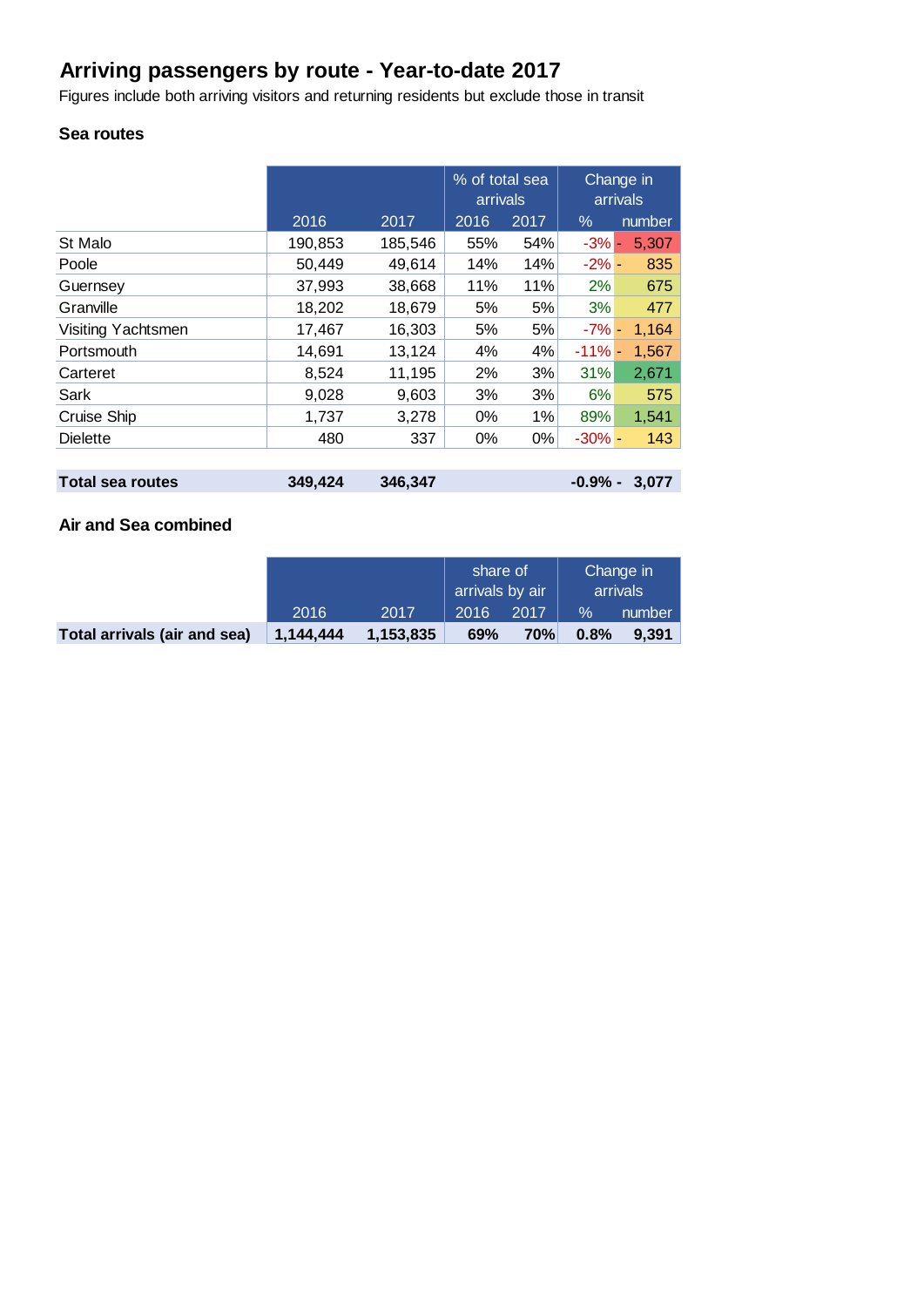# Arriving passengers by route - Year-to-date 2017

Figures include both arriving visitors and returning residents but exclude those in transit

### Sea routes

| | | | % of total sea arrivals | | Change in arrivals | |
|---|---|---|---|---|---|---|
| | 2016 | 2017 | 2016 | 2017 | % | number |
| St Malo | 190,853 | 185,546 | 55% | 54% | -3% | - 5,307 |
| Poole | 50,449 | 49,614 | 14% | 14% | -2% | - 835 |
| Guernsey | 37,993 | 38,668 | 11% | 11% | 2% | 675 |
| Granville | 18,202 | 18,679 | 5% | 5% | 3% | 477 |
| Visiting Yachtsmen | 17,467 | 16,303 | 5% | 5% | -7% | - 1,164 |
| Portsmouth | 14,691 | 13,124 | 4% | 4% | -11% | - 1,567 |
| Carteret | 8,524 | 11,195 | 2% | 3% | 31% | 2,671 |
| Sark | 9,028 | 9,603 | 3% | 3% | 6% | 575 |
| Cruise Ship | 1,737 | 3,278 | 0% | 1% | 89% | 1,541 |
| Dielette | 480 | 337 | 0% | 0% | -30% | - 143 |
| **Total sea routes** | **349,424** | **346,347** | | | **-0.9%** | **- 3,077** |

### Air and Sea combined

| | | | share of arrivals by air | | Change in arrivals | |
|---|---|---|---|---|---|---|
| | 2016 | 2017 | 2016 | 2017 | % | number |
| **Total arrivals (air and sea)** | **1,144,444** | **1,153,835** | **69%** | **70%** | **0.8%** | **9,391** |